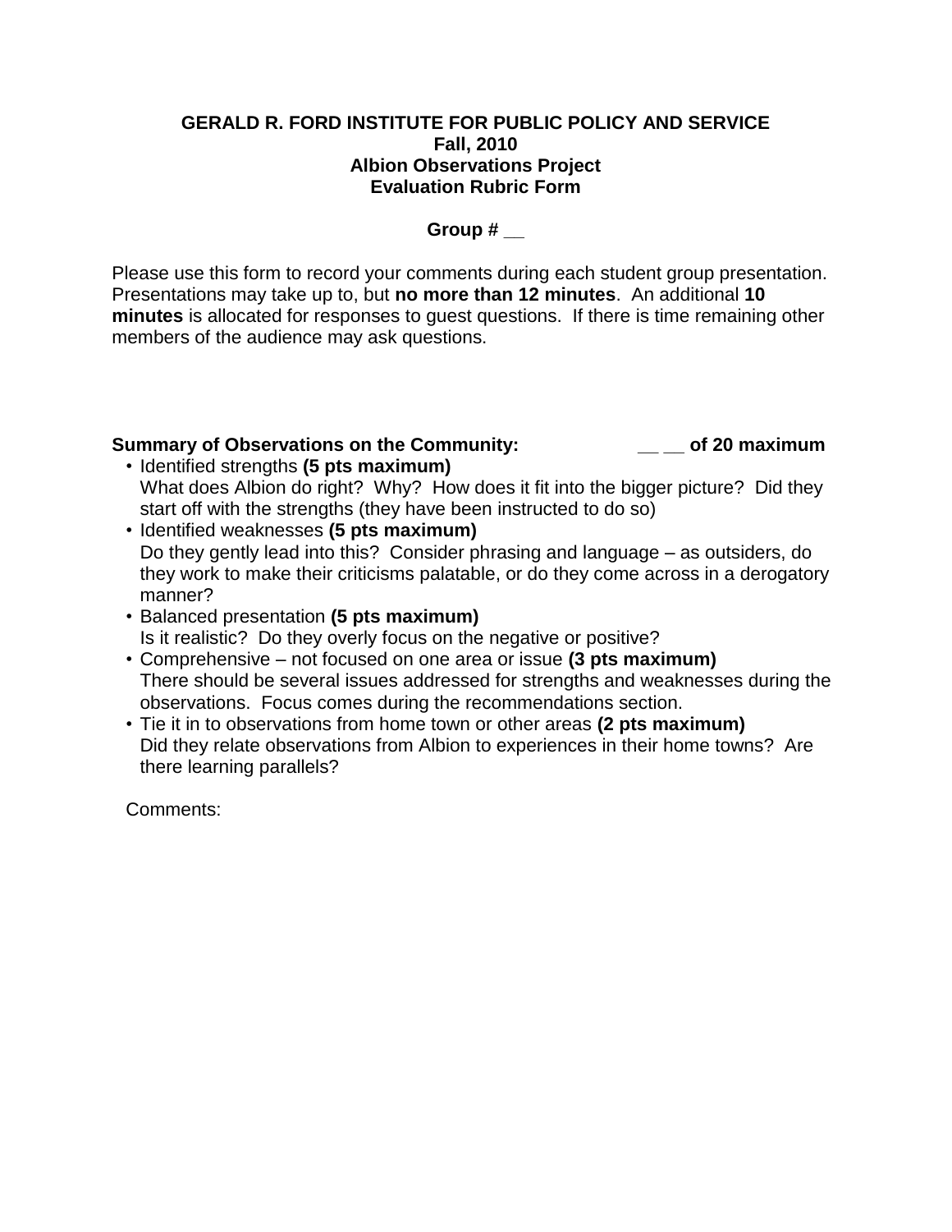**GERALD R. FORD INSTITUTE FOR PUBLIC POLICY AND SERVICE**
**Fall, 2010**
**Albion Observations Project**
**Evaluation Rubric Form**

**Group # __**

Please use this form to record your comments during each student group presentation. Presentations may take up to, but **no more than 12 minutes**. An additional **10 minutes** is allocated for responses to guest questions. If there is time remaining other members of the audience may ask questions.

**Summary of Observations on the Community: __ __ of 20 maximum**

- Identified strengths **(5 pts maximum)**
  What does Albion do right? Why? How does it fit into the bigger picture? Did they start off with the strengths (they have been instructed to do so)
- Identified weaknesses **(5 pts maximum)**
  Do they gently lead into this? Consider phrasing and language – as outsiders, do they work to make their criticisms palatable, or do they come across in a derogatory manner?
- Balanced presentation **(5 pts maximum)**
  Is it realistic? Do they overly focus on the negative or positive?
- Comprehensive – not focused on one area or issue **(3 pts maximum)**
  There should be several issues addressed for strengths and weaknesses during the observations. Focus comes during the recommendations section.
- Tie it in to observations from home town or other areas **(2 pts maximum)**
  Did they relate observations from Albion to experiences in their home towns? Are there learning parallels?

Comments: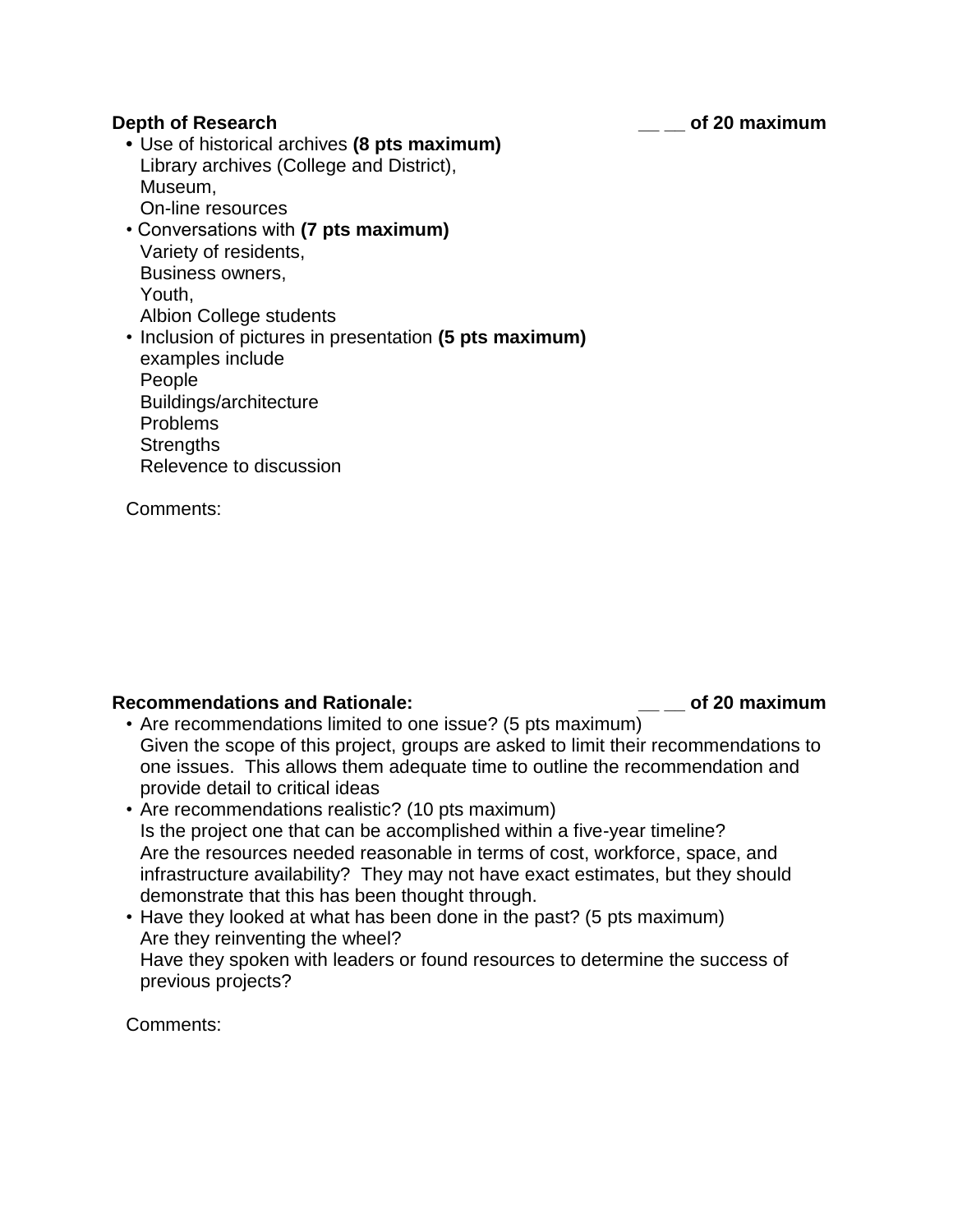**Depth of Research** __ __ **of 20 maximum**

- Use of historical archives **(8 pts maximum)**
  Library archives (College and District),
  Museum,
  On-line resources
- Conversations with **(7 pts maximum)**
  Variety of residents,
  Business owners,
  Youth,
  Albion College students
- Inclusion of pictures in presentation **(5 pts maximum)**
  examples include
  People
  Buildings/architecture
  Problems
  Strengths
  Relevence to discussion

Comments:

**Recommendations and Rationale:** __ __ **of 20 maximum**

- Are recommendations limited to one issue? (5 pts maximum)
  Given the scope of this project, groups are asked to limit their recommendations to one issues. This allows them adequate time to outline the recommendation and provide detail to critical ideas
- Are recommendations realistic? (10 pts maximum)
  Is the project one that can be accomplished within a five-year timeline?
  Are the resources needed reasonable in terms of cost, workforce, space, and infrastructure availability? They may not have exact estimates, but they should demonstrate that this has been thought through.
- Have they looked at what has been done in the past? (5 pts maximum)
  Are they reinventing the wheel?
  Have they spoken with leaders or found resources to determine the success of previous projects?

Comments: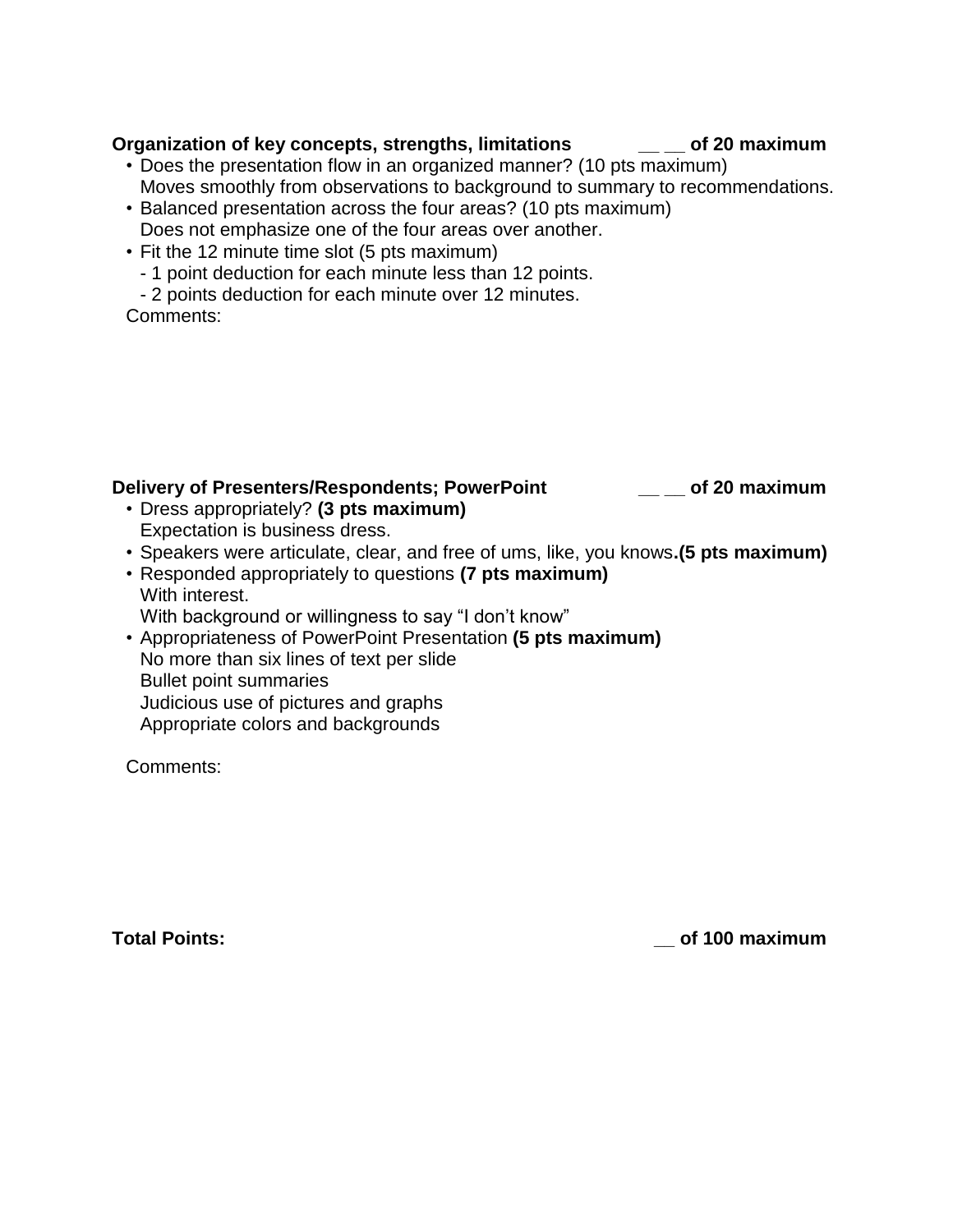**Organization of key concepts, strengths, limitations** **__ __ of 20 maximum**

- Does the presentation flow in an organized manner? (10 pts maximum)
  Moves smoothly from observations to background to summary to recommendations.
- Balanced presentation across the four areas? (10 pts maximum)
  Does not emphasize one of the four areas over another.
- Fit the 12 minute time slot (5 pts maximum)
  - 1 point deduction for each minute less than 12 points.
  - 2 points deduction for each minute over 12 minutes.

Comments:

**Delivery of Presenters/Respondents; PowerPoint** **__ __ of 20 maximum**

- Dress appropriately? **(3 pts maximum)**
  Expectation is business dress.
- Speakers were articulate, clear, and free of ums, like, you knows**.(5 pts maximum)**
- Responded appropriately to questions **(7 pts maximum)**
  With interest.
  With background or willingness to say "I don't know"
- Appropriateness of PowerPoint Presentation **(5 pts maximum)**
  No more than six lines of text per slide
  Bullet point summaries
  Judicious use of pictures and graphs
  Appropriate colors and backgrounds

Comments:

**Total Points:** **__ of 100 maximum**